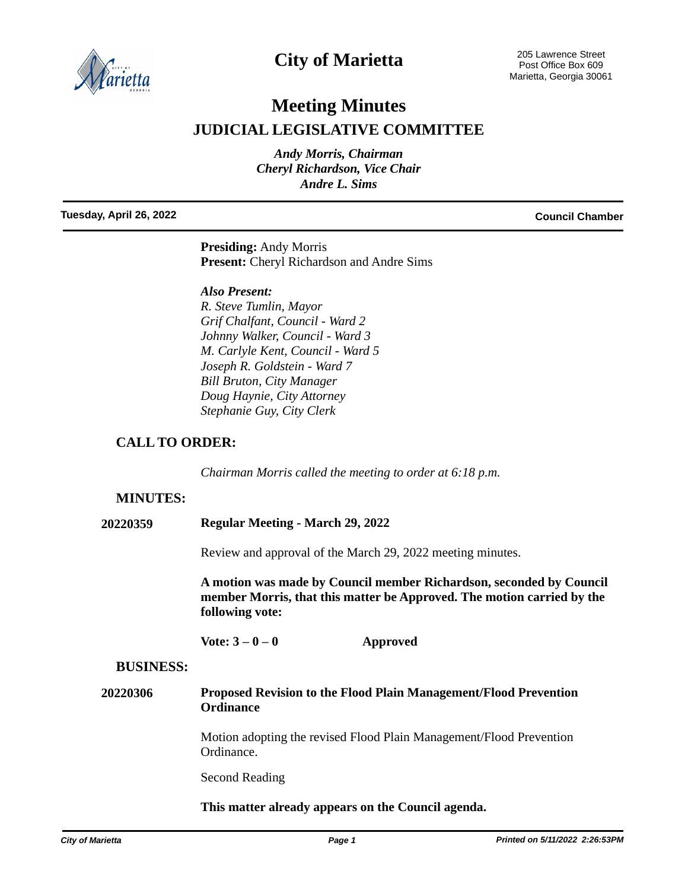# City of Marietta

205 Lawrence Street
Post Office Box 609
Marietta, Georgia 30061

# Meeting Minutes

## JUDICIAL LEGISLATIVE COMMITTEE

*Andy Morris, Chairman*
*Cheryl Richardson, Vice Chair*
*Andre L. Sims*

**Tuesday, April 26, 2022** | **Council Chamber**

**Presiding:** Andy Morris
**Present:** Cheryl Richardson and Andre Sims

***Also Present:***
*R. Steve Tumlin, Mayor*
*Grif Chalfant, Council - Ward 2*
*Johnny Walker, Council - Ward 3*
*M. Carlyle Kent, Council - Ward 5*
*Joseph R. Goldstein - Ward 7*
*Bill Bruton, City Manager*
*Doug Haynie, City Attorney*
*Stephanie Guy, City Clerk*

### CALL TO ORDER:

*Chairman Morris called the meeting to order at 6:18 p.m.*

### MINUTES:

**20220359** **Regular Meeting - March 29, 2022**

Review and approval of the March 29, 2022 meeting minutes.

**A motion was made by Council member Richardson, seconded by Council member Morris, that this matter be Approved. The motion carried by the following vote:**

**Vote: 3 – 0 – 0** **Approved**

### BUSINESS:

**20220306** **Proposed Revision to the Flood Plain Management/Flood Prevention Ordinance**

Motion adopting the revised Flood Plain Management/Flood Prevention Ordinance.

Second Reading

**This matter already appears on the Council agenda.**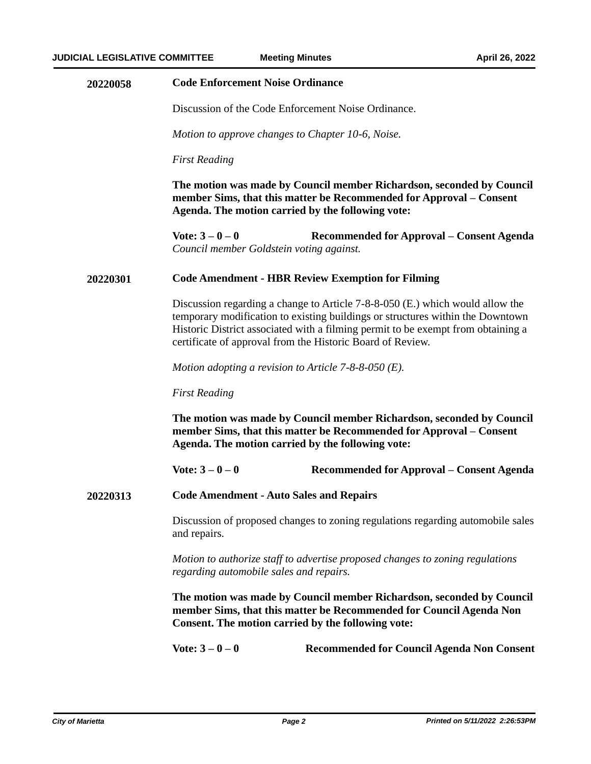### 20220058 Code Enforcement Noise Ordinance

Discussion of the Code Enforcement Noise Ordinance.

*Motion to approve changes to Chapter 10-6, Noise.*

*First Reading*

**The motion was made by Council member Richardson, seconded by Council member Sims, that this matter be Recommended for Approval – Consent Agenda. The motion carried by the following vote:**

**Vote: 3 – 0 – 0** **Recommended for Approval – Consent Agenda**

*Council member Goldstein voting against.*

### 20220301 Code Amendment - HBR Review Exemption for Filming

Discussion regarding a change to Article 7-8-8-050 (E.) which would allow the temporary modification to existing buildings or structures within the Downtown Historic District associated with a filming permit to be exempt from obtaining a certificate of approval from the Historic Board of Review.

*Motion adopting a revision to Article 7-8-8-050 (E).*

*First Reading*

**The motion was made by Council member Richardson, seconded by Council member Sims, that this matter be Recommended for Approval – Consent Agenda. The motion carried by the following vote:**

**Vote: 3 – 0 – 0** **Recommended for Approval – Consent Agenda**

### 20220313 Code Amendment - Auto Sales and Repairs

Discussion of proposed changes to zoning regulations regarding automobile sales and repairs.

*Motion to authorize staff to advertise proposed changes to zoning regulations regarding automobile sales and repairs.*

**The motion was made by Council member Richardson, seconded by Council member Sims, that this matter be Recommended for Council Agenda Non Consent. The motion carried by the following vote:**

**Vote: 3 – 0 – 0** **Recommended for Council Agenda Non Consent**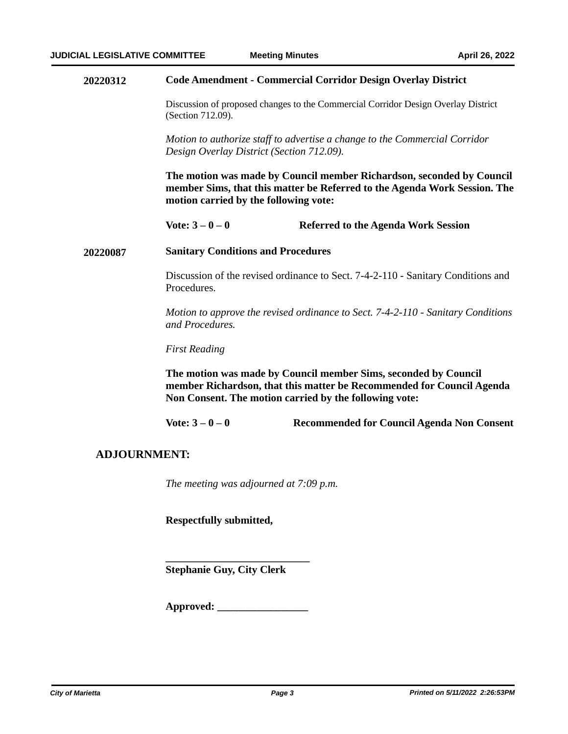**20220312** **Code Amendment - Commercial Corridor Design Overlay District**

Discussion of proposed changes to the Commercial Corridor Design Overlay District (Section 712.09).

*Motion to authorize staff to advertise a change to the Commercial Corridor Design Overlay District (Section 712.09).*

**The motion was made by Council member Richardson, seconded by Council member Sims, that this matter be Referred to the Agenda Work Session. The motion carried by the following vote:**

**Vote: 3 – 0 – 0** **Referred to the Agenda Work Session**

**20220087** **Sanitary Conditions and Procedures**

Discussion of the revised ordinance to Sect. 7-4-2-110 - Sanitary Conditions and Procedures.

*Motion to approve the revised ordinance to Sect. 7-4-2-110 - Sanitary Conditions and Procedures.*

*First Reading*

**The motion was made by Council member Sims, seconded by Council member Richardson, that this matter be Recommended for Council Agenda Non Consent. The motion carried by the following vote:**

**Vote: 3 – 0 – 0** **Recommended for Council Agenda Non Consent**

## ADJOURNMENT:

*The meeting was adjourned at 7:09 p.m.*

**Respectfully submitted,**

**___________________________**
**Stephanie Guy, City Clerk**

**Approved: _________________**